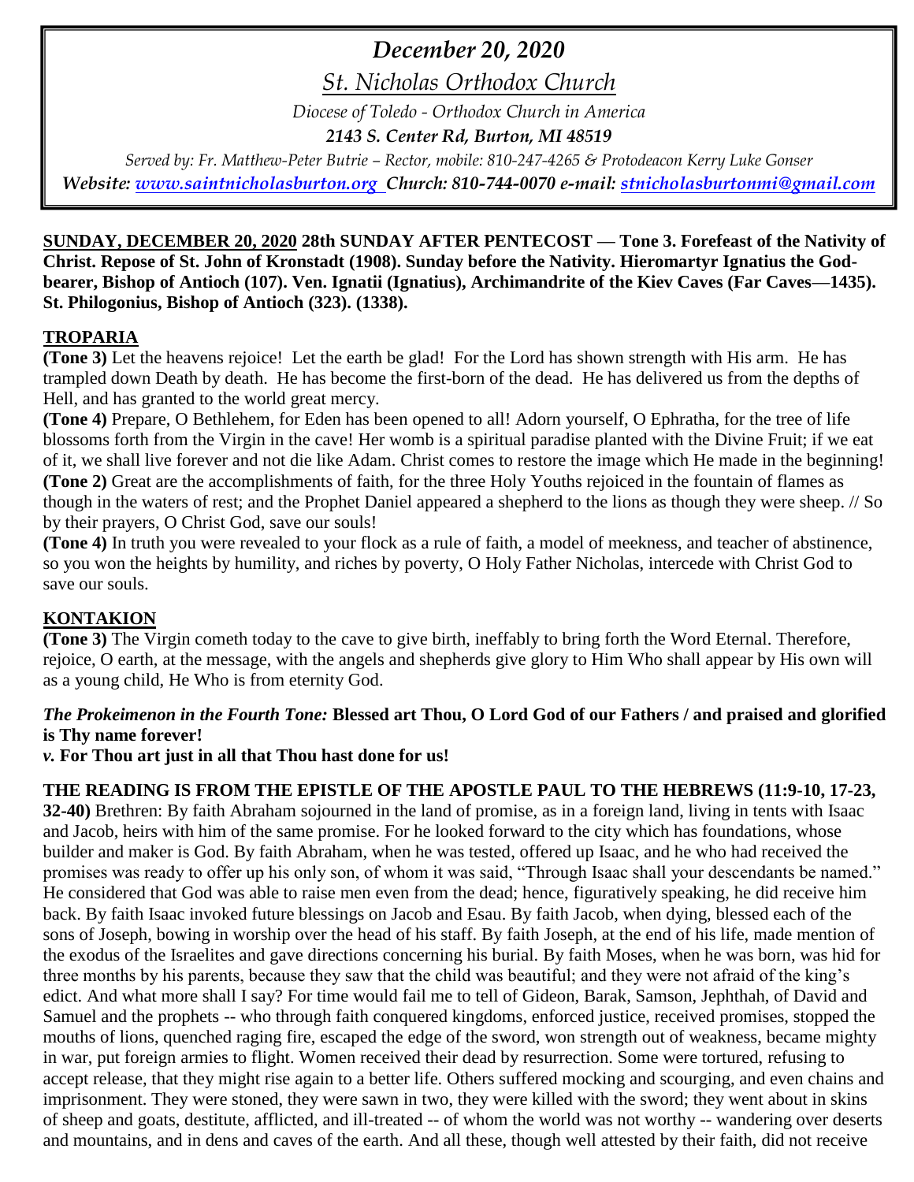# *December 20, 2020*

## *St. Nicholas Orthodox Church*

*Diocese of Toledo - Orthodox Church in America*

***2143 S. Center Rd, Burton, MI 48519***

*Served by: Fr. Matthew-Peter Butrie – Rector, mobile: 810-247-4265 & Protodeacon Kerry Luke Gonser*

***Website: [www.saintnicholasburton.org](http://www.saintnicholasburton.org) Church: 810-744-0070 e-mail: [stnicholasburtonmi@gmail.com](mailto:stnicholasburtonmi@gmail.com)***

**SUNDAY, DECEMBER 20, 2020 28th SUNDAY AFTER PENTECOST — Tone 3. Forefeast of the Nativity of Christ. Repose of St. John of Kronstadt (1908). Sunday before the Nativity. Hieromartyr Ignatius the God-bearer, Bishop of Antioch (107). Ven. Ignatii (Ignatius), Archimandrite of the Kiev Caves (Far Caves—1435). St. Philogonius, Bishop of Antioch (323). (1338).**

## TROPARIA

**(Tone 3)** Let the heavens rejoice! Let the earth be glad! For the Lord has shown strength with His arm. He has trampled down Death by death. He has become the first-born of the dead. He has delivered us from the depths of Hell, and has granted to the world great mercy.

**(Tone 4)** Prepare, O Bethlehem, for Eden has been opened to all! Adorn yourself, O Ephratha, for the tree of life blossoms forth from the Virgin in the cave! Her womb is a spiritual paradise planted with the Divine Fruit; if we eat of it, we shall live forever and not die like Adam. Christ comes to restore the image which He made in the beginning!

**(Tone 2)** Great are the accomplishments of faith, for the three Holy Youths rejoiced in the fountain of flames as though in the waters of rest; and the Prophet Daniel appeared a shepherd to the lions as though they were sheep. // So by their prayers, O Christ God, save our souls!

**(Tone 4)** In truth you were revealed to your flock as a rule of faith, a model of meekness, and teacher of abstinence, so you won the heights by humility, and riches by poverty, O Holy Father Nicholas, intercede with Christ God to save our souls.

## KONTAKION

**(Tone 3)** The Virgin cometh today to the cave to give birth, ineffably to bring forth the Word Eternal. Therefore, rejoice, O earth, at the message, with the angels and shepherds give glory to Him Who shall appear by His own will as a young child, He Who is from eternity God.

***The Prokeimenon in the Fourth Tone:*** **Blessed art Thou, O Lord God of our Fathers / and praised and glorified is Thy name forever!**

***v.*** **For Thou art just in all that Thou hast done for us!**

**THE READING IS FROM THE EPISTLE OF THE APOSTLE PAUL TO THE HEBREWS (11:9-10, 17-23, 32-40)** Brethren: By faith Abraham sojourned in the land of promise, as in a foreign land, living in tents with Isaac and Jacob, heirs with him of the same promise. For he looked forward to the city which has foundations, whose builder and maker is God. By faith Abraham, when he was tested, offered up Isaac, and he who had received the promises was ready to offer up his only son, of whom it was said, "Through Isaac shall your descendants be named." He considered that God was able to raise men even from the dead; hence, figuratively speaking, he did receive him back. By faith Isaac invoked future blessings on Jacob and Esau. By faith Jacob, when dying, blessed each of the sons of Joseph, bowing in worship over the head of his staff. By faith Joseph, at the end of his life, made mention of the exodus of the Israelites and gave directions concerning his burial. By faith Moses, when he was born, was hid for three months by his parents, because they saw that the child was beautiful; and they were not afraid of the king's edict. And what more shall I say? For time would fail me to tell of Gideon, Barak, Samson, Jephthah, of David and Samuel and the prophets -- who through faith conquered kingdoms, enforced justice, received promises, stopped the mouths of lions, quenched raging fire, escaped the edge of the sword, won strength out of weakness, became mighty in war, put foreign armies to flight. Women received their dead by resurrection. Some were tortured, refusing to accept release, that they might rise again to a better life. Others suffered mocking and scourging, and even chains and imprisonment. They were stoned, they were sawn in two, they were killed with the sword; they went about in skins of sheep and goats, destitute, afflicted, and ill-treated -- of whom the world was not worthy -- wandering over deserts and mountains, and in dens and caves of the earth. And all these, though well attested by their faith, did not receive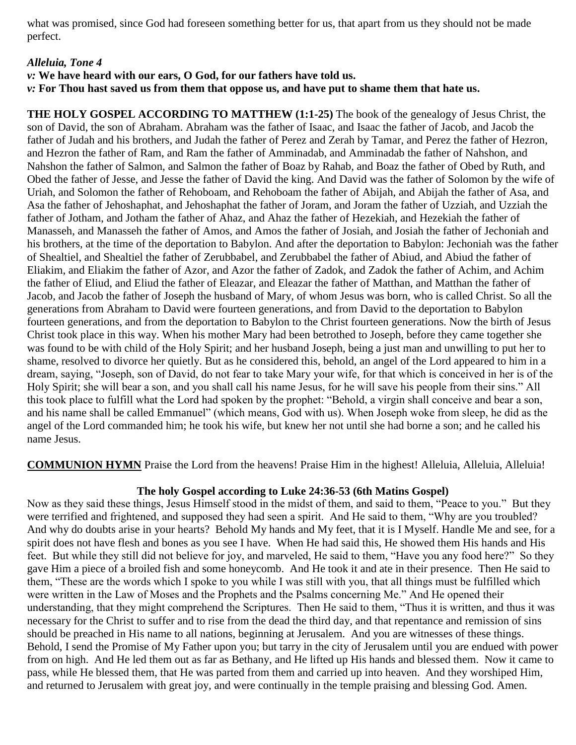what was promised, since God had foreseen something better for us, that apart from us they should not be made perfect.

***Alleluia, Tone 4***

*v:* **We have heard with our ears, O God, for our fathers have told us.**

*v:* **For Thou hast saved us from them that oppose us, and have put to shame them that hate us.**

**THE HOLY GOSPEL ACCORDING TO MATTHEW (1:1-25)** The book of the genealogy of Jesus Christ, the son of David, the son of Abraham. Abraham was the father of Isaac, and Isaac the father of Jacob, and Jacob the father of Judah and his brothers, and Judah the father of Perez and Zerah by Tamar, and Perez the father of Hezron, and Hezron the father of Ram, and Ram the father of Amminadab, and Amminadab the father of Nahshon, and Nahshon the father of Salmon, and Salmon the father of Boaz by Rahab, and Boaz the father of Obed by Ruth, and Obed the father of Jesse, and Jesse the father of David the king. And David was the father of Solomon by the wife of Uriah, and Solomon the father of Rehoboam, and Rehoboam the father of Abijah, and Abijah the father of Asa, and Asa the father of Jehoshaphat, and Jehoshaphat the father of Joram, and Joram the father of Uzziah, and Uzziah the father of Jotham, and Jotham the father of Ahaz, and Ahaz the father of Hezekiah, and Hezekiah the father of Manasseh, and Manasseh the father of Amos, and Amos the father of Josiah, and Josiah the father of Jechoniah and his brothers, at the time of the deportation to Babylon. And after the deportation to Babylon: Jechoniah was the father of Shealtiel, and Shealtiel the father of Zerubbabel, and Zerubbabel the father of Abiud, and Abiud the father of Eliakim, and Eliakim the father of Azor, and Azor the father of Zadok, and Zadok the father of Achim, and Achim the father of Eliud, and Eliud the father of Eleazar, and Eleazar the father of Matthan, and Matthan the father of Jacob, and Jacob the father of Joseph the husband of Mary, of whom Jesus was born, who is called Christ. So all the generations from Abraham to David were fourteen generations, and from David to the deportation to Babylon fourteen generations, and from the deportation to Babylon to the Christ fourteen generations. Now the birth of Jesus Christ took place in this way. When his mother Mary had been betrothed to Joseph, before they came together she was found to be with child of the Holy Spirit; and her husband Joseph, being a just man and unwilling to put her to shame, resolved to divorce her quietly. But as he considered this, behold, an angel of the Lord appeared to him in a dream, saying, "Joseph, son of David, do not fear to take Mary your wife, for that which is conceived in her is of the Holy Spirit; she will bear a son, and you shall call his name Jesus, for he will save his people from their sins." All this took place to fulfill what the Lord had spoken by the prophet: "Behold, a virgin shall conceive and bear a son, and his name shall be called Emmanuel" (which means, God with us). When Joseph woke from sleep, he did as the angel of the Lord commanded him; he took his wife, but knew her not until she had borne a son; and he called his name Jesus.

**COMMUNION HYMN** Praise the Lord from the heavens! Praise Him in the highest! Alleluia, Alleluia, Alleluia!

**The holy Gospel according to Luke 24:36-53 (6th Matins Gospel)**

Now as they said these things, Jesus Himself stood in the midst of them, and said to them, "Peace to you." But they were terrified and frightened, and supposed they had seen a spirit. And He said to them, "Why are you troubled? And why do doubts arise in your hearts? Behold My hands and My feet, that it is I Myself. Handle Me and see, for a spirit does not have flesh and bones as you see I have. When He had said this, He showed them His hands and His feet. But while they still did not believe for joy, and marveled, He said to them, "Have you any food here?" So they gave Him a piece of a broiled fish and some honeycomb. And He took it and ate in their presence. Then He said to them, "These are the words which I spoke to you while I was still with you, that all things must be fulfilled which were written in the Law of Moses and the Prophets and the Psalms concerning Me." And He opened their understanding, that they might comprehend the Scriptures. Then He said to them, "Thus it is written, and thus it was necessary for the Christ to suffer and to rise from the dead the third day, and that repentance and remission of sins should be preached in His name to all nations, beginning at Jerusalem. And you are witnesses of these things. Behold, I send the Promise of My Father upon you; but tarry in the city of Jerusalem until you are endued with power from on high. And He led them out as far as Bethany, and He lifted up His hands and blessed them. Now it came to pass, while He blessed them, that He was parted from them and carried up into heaven. And they worshiped Him, and returned to Jerusalem with great joy, and were continually in the temple praising and blessing God. Amen.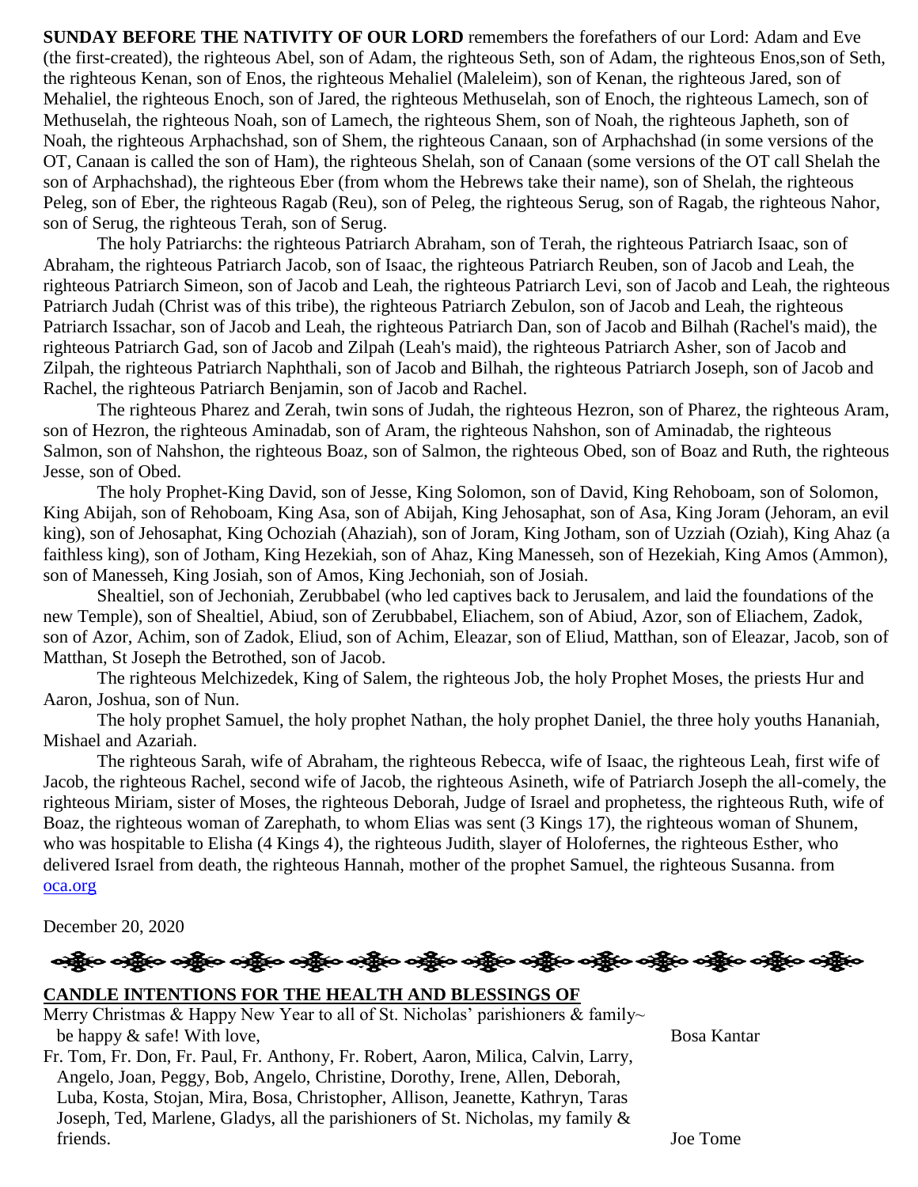**SUNDAY BEFORE THE NATIVITY OF OUR LORD** remembers the forefathers of our Lord: Adam and Eve (the first-created), the righteous Abel, son of Adam, the righteous Seth, son of Adam, the righteous Enos,son of Seth, the righteous Kenan, son of Enos, the righteous Mehaliel (Maleleim), son of Kenan, the righteous Jared, son of Mehaliel, the righteous Enoch, son of Jared, the righteous Methuselah, son of Enoch, the righteous Lamech, son of Methuselah, the righteous Noah, son of Lamech, the righteous Shem, son of Noah, the righteous Japheth, son of Noah, the righteous Arphachshad, son of Shem, the righteous Canaan, son of Arphachshad (in some versions of the OT, Canaan is called the son of Ham), the righteous Shelah, son of Canaan (some versions of the OT call Shelah the son of Arphachshad), the righteous Eber (from whom the Hebrews take their name), son of Shelah, the righteous Peleg, son of Eber, the righteous Ragab (Reu), son of Peleg, the righteous Serug, son of Ragab, the righteous Nahor, son of Serug, the righteous Terah, son of Serug.

The holy Patriarchs: the righteous Patriarch Abraham, son of Terah, the righteous Patriarch Isaac, son of Abraham, the righteous Patriarch Jacob, son of Isaac, the righteous Patriarch Reuben, son of Jacob and Leah, the righteous Patriarch Simeon, son of Jacob and Leah, the righteous Patriarch Levi, son of Jacob and Leah, the righteous Patriarch Judah (Christ was of this tribe), the righteous Patriarch Zebulon, son of Jacob and Leah, the righteous Patriarch Issachar, son of Jacob and Leah, the righteous Patriarch Dan, son of Jacob and Bilhah (Rachel's maid), the righteous Patriarch Gad, son of Jacob and Zilpah (Leah's maid), the righteous Patriarch Asher, son of Jacob and Zilpah, the righteous Patriarch Naphthali, son of Jacob and Bilhah, the righteous Patriarch Joseph, son of Jacob and Rachel, the righteous Patriarch Benjamin, son of Jacob and Rachel.

The righteous Pharez and Zerah, twin sons of Judah, the righteous Hezron, son of Pharez, the righteous Aram, son of Hezron, the righteous Aminadab, son of Aram, the righteous Nahshon, son of Aminadab, the righteous Salmon, son of Nahshon, the righteous Boaz, son of Salmon, the righteous Obed, son of Boaz and Ruth, the righteous Jesse, son of Obed.

The holy Prophet-King David, son of Jesse, King Solomon, son of David, King Rehoboam, son of Solomon, King Abijah, son of Rehoboam, King Asa, son of Abijah, King Jehosaphat, son of Asa, King Joram (Jehoram, an evil king), son of Jehosaphat, King Ochoziah (Ahaziah), son of Joram, King Jotham, son of Uzziah (Oziah), King Ahaz (a faithless king), son of Jotham, King Hezekiah, son of Ahaz, King Manesseh, son of Hezekiah, King Amos (Ammon), son of Manesseh, King Josiah, son of Amos, King Jechoniah, son of Josiah.

Shealtiel, son of Jechoniah, Zerubbabel (who led captives back to Jerusalem, and laid the foundations of the new Temple), son of Shealtiel, Abiud, son of Zerubbabel, Eliachem, son of Abiud, Azor, son of Eliachem, Zadok, son of Azor, Achim, son of Zadok, Eliud, son of Achim, Eleazar, son of Eliud, Matthan, son of Eleazar, Jacob, son of Matthan, St Joseph the Betrothed, son of Jacob.

The righteous Melchizedek, King of Salem, the righteous Job, the holy Prophet Moses, the priests Hur and Aaron, Joshua, son of Nun.

The holy prophet Samuel, the holy prophet Nathan, the holy prophet Daniel, the three holy youths Hananiah, Mishael and Azariah.

The righteous Sarah, wife of Abraham, the righteous Rebecca, wife of Isaac, the righteous Leah, first wife of Jacob, the righteous Rachel, second wife of Jacob, the righteous Asineth, wife of Patriarch Joseph the all-comely, the righteous Miriam, sister of Moses, the righteous Deborah, Judge of Israel and prophetess, the righteous Ruth, wife of Boaz, the righteous woman of Zarephath, to whom Elias was sent (3 Kings 17), the righteous woman of Shunem, who was hospitable to Elisha (4 Kings 4), the righteous Judith, slayer of Holofernes, the righteous Esther, who delivered Israel from death, the righteous Hannah, mother of the prophet Samuel, the righteous Susanna. from [oca.org](oca.org)

December 20, 2020

## CANDLE INTENTIONS FOR THE HEALTH AND BLESSINGS OF

Merry Christmas & Happy New Year to all of St. Nicholas' parishioners & family~ be happy & safe! With love, — Bosa Kantar

Fr. Tom, Fr. Don, Fr. Paul, Fr. Anthony, Fr. Robert, Aaron, Milica, Calvin, Larry, Angelo, Joan, Peggy, Bob, Angelo, Christine, Dorothy, Irene, Allen, Deborah, Luba, Kosta, Stojan, Mira, Bosa, Christopher, Allison, Jeanette, Kathryn, Taras Joseph, Ted, Marlene, Gladys, all the parishioners of St. Nicholas, my family & friends. — Joe Tome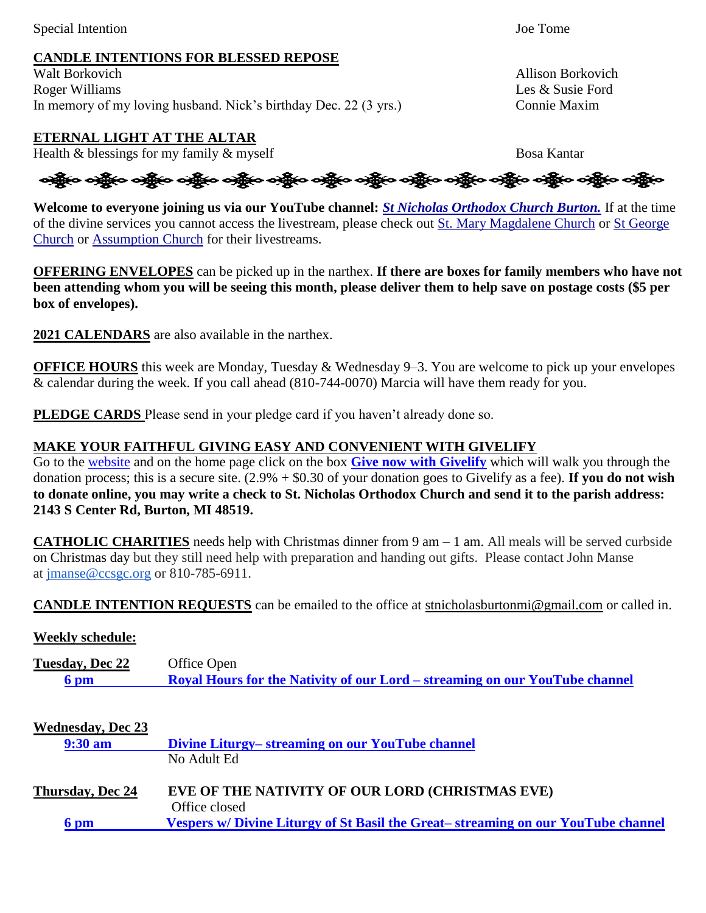Special Intention — Joe Tome

**CANDLE INTENTIONS FOR BLESSED REPOSE**

| | |
|---|---|
| Walt Borkovich | Allison Borkovich |
| Roger Williams | Les & Susie Ford |
| In memory of my loving husband. Nick's birthday Dec. 22 (3 yrs.) | Connie Maxim |

**ETERNAL LIGHT AT THE ALTAR**

| | |
|---|---|
| Health & blessings for my family & myself | Bosa Kantar |

**Welcome to everyone joining us via our YouTube channel: *St Nicholas Orthodox Church Burton.*** If at the time of the divine services you cannot access the livestream, please check out St. Mary Magdalene Church or St George Church or Assumption Church for their livestreams.

**OFFERING ENVELOPES** can be picked up in the narthex. **If there are boxes for family members who have not been attending whom you will be seeing this month, please deliver them to help save on postage costs ($5 per box of envelopes).**

**2021 CALENDARS** are also available in the narthex.

**OFFICE HOURS** this week are Monday, Tuesday & Wednesday 9–3. You are welcome to pick up your envelopes & calendar during the week. If you call ahead (810-744-0070) Marcia will have them ready for you.

**PLEDGE CARDS** Please send in your pledge card if you haven't already done so.

**MAKE YOUR FAITHFUL GIVING EASY AND CONVENIENT WITH GIVELIFY**

Go to the website and on the home page click on the box **Give now with Givelify** which will walk you through the donation process; this is a secure site. (2.9% + $0.30 of your donation goes to Givelify as a fee). **If you do not wish to donate online, you may write a check to St. Nicholas Orthodox Church and send it to the parish address: 2143 S Center Rd, Burton, MI 48519.**

**CATHOLIC CHARITIES** needs help with Christmas dinner from 9 am – 1 am. All meals will be served curbside on Christmas day but they still need help with preparation and handing out gifts. Please contact John Manse at jmanse@ccsgc.org or 810-785-6911.

**CANDLE INTENTION REQUESTS** can be emailed to the office at stnicholasburtonmi@gmail.com or called in.

**Weekly schedule:**

**Tuesday, Dec 22** — Office Open

**6 pm** — **Royal Hours for the Nativity of our Lord – streaming on our YouTube channel**

**Wednesday, Dec 23**

**9:30 am** — **Divine Liturgy– streaming on our YouTube channel**

No Adult Ed

**Thursday, Dec 24** — **EVE OF THE NATIVITY OF OUR LORD (CHRISTMAS EVE)**

Office closed

**6 pm** — **Vespers w/ Divine Liturgy of St Basil the Great– streaming on our YouTube channel**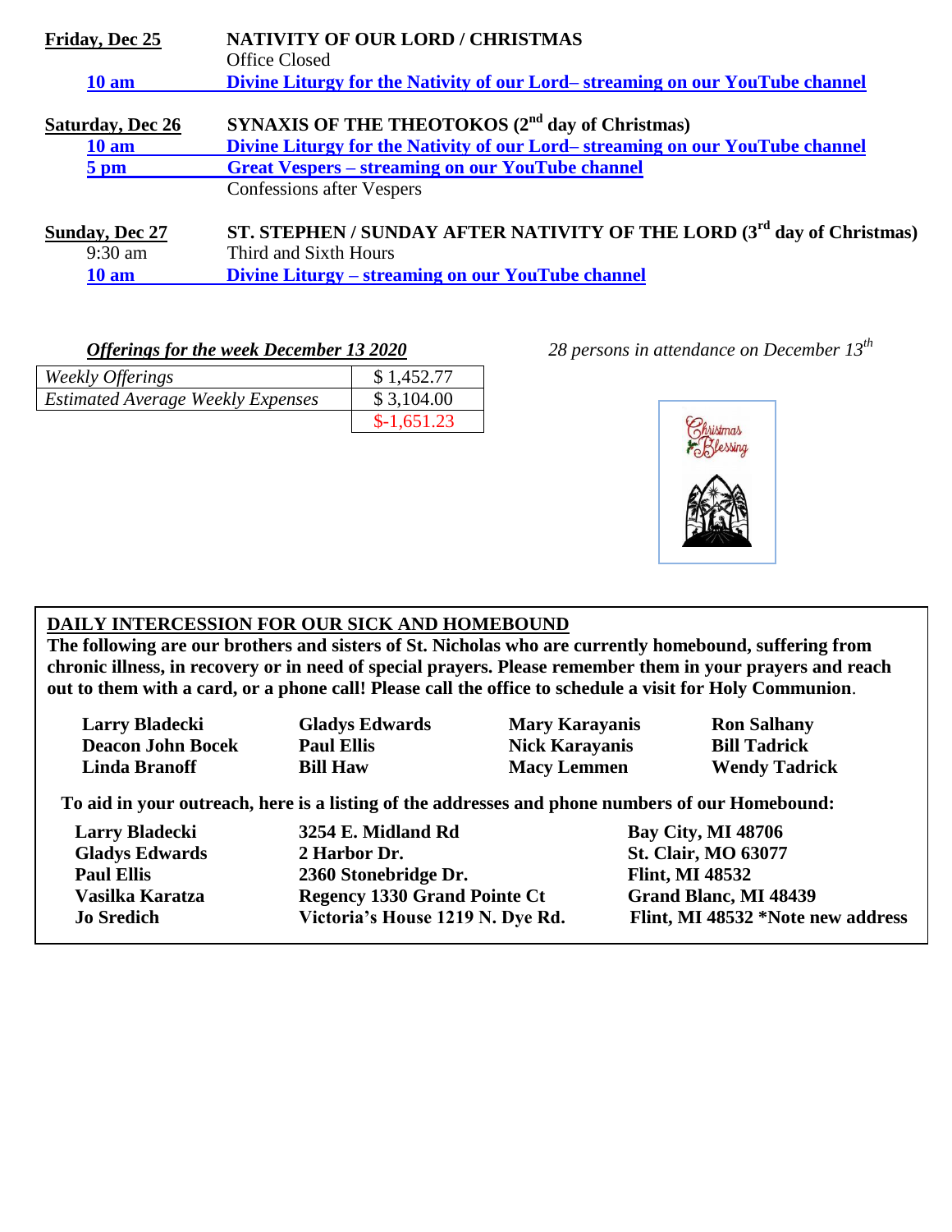**Friday, Dec 25** — **NATIVITY OF OUR LORD / CHRISTMAS**
Office Closed
**10 am** — **Divine Liturgy for the Nativity of our Lord– streaming on our YouTube channel**

**Saturday, Dec 26** — **SYNAXIS OF THE THEOTOKOS (2nd day of Christmas)**
**10 am** — **Divine Liturgy for the Nativity of our Lord– streaming on our YouTube channel**
**5 pm** — **Great Vespers – streaming on our YouTube channel**
Confessions after Vespers

**Sunday, Dec 27** — **ST. STEPHEN / SUNDAY AFTER NATIVITY OF THE LORD (3rd day of Christmas)**
9:30 am — Third and Sixth Hours
**10 am** — **Divine Liturgy – streaming on our YouTube channel**

***Offerings for the week December 13 2020***

| | |
|---|---|
| *Weekly Offerings* | $ 1,452.77 |
| *Estimated Average Weekly Expenses* | $ 3,104.00 |
| | $-1,651.23 |

*28 persons in attendance on December 13th*

Christmas Blessing

**DAILY INTERCESSION FOR OUR SICK AND HOMEBOUND**

**The following are our brothers and sisters of St. Nicholas who are currently homebound, suffering from chronic illness, in recovery or in need of special prayers. Please remember them in your prayers and reach out to them with a card, or a phone call! Please call the office to schedule a visit for Holy Communion.**

| | | | |
|---|---|---|---|
| **Larry Bladecki** | **Gladys Edwards** | **Mary Karayanis** | **Ron Salhany** |
| **Deacon John Bocek** | **Paul Ellis** | **Nick Karayanis** | **Bill Tadrick** |
| **Linda Branoff** | **Bill Haw** | **Macy Lemmen** | **Wendy Tadrick** |

**To aid in your outreach, here is a listing of the addresses and phone numbers of our Homebound:**

| | | |
|---|---|---|
| **Larry Bladecki** | **3254 E. Midland Rd** | **Bay City, MI 48706** |
| **Gladys Edwards** | **2 Harbor Dr.** | **St. Clair, MO 63077** |
| **Paul Ellis** | **2360 Stonebridge Dr.** | **Flint, MI 48532** |
| **Vasilka Karatza** | **Regency 1330 Grand Pointe Ct** | **Grand Blanc, MI 48439** |
| **Jo Sredich** | **Victoria's House 1219 N. Dye Rd.** | **Flint, MI 48532 *Note new address** |